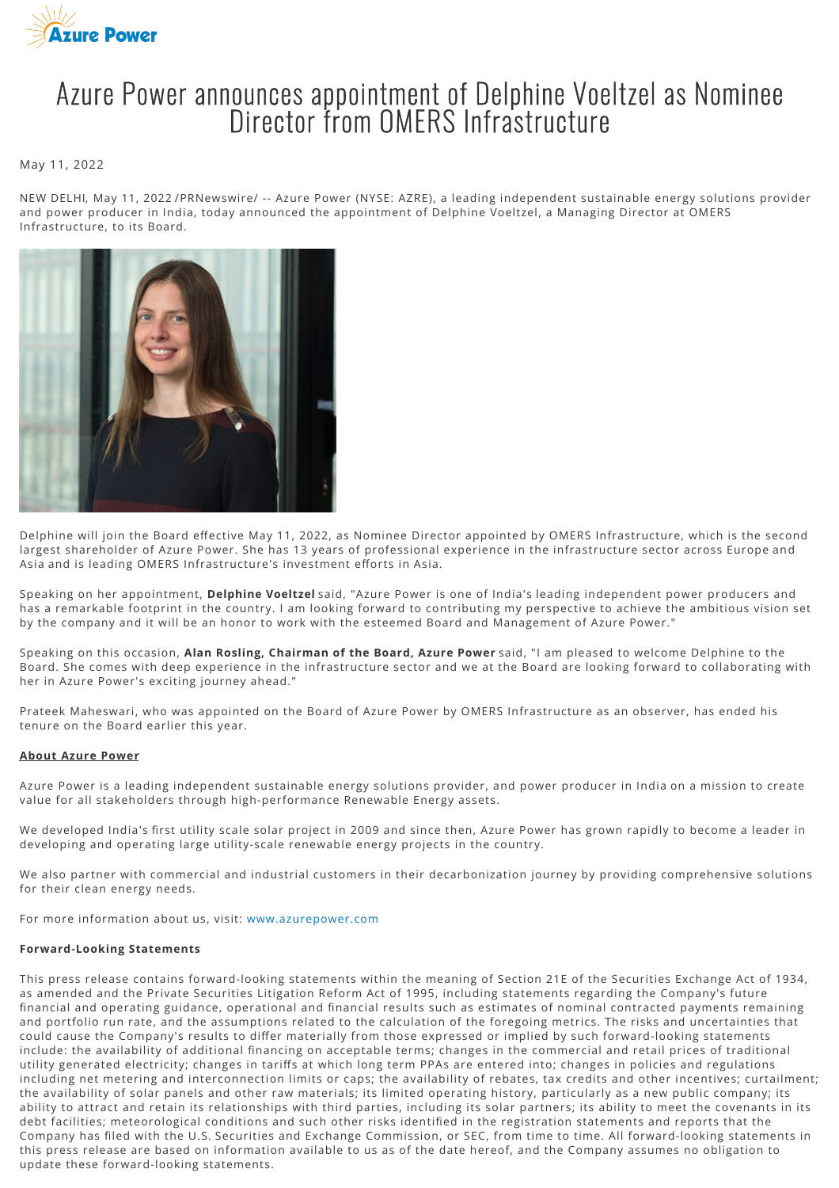# Azure Power announces appointment of Delphine Voeltzel as Nominee Director from OMERS Infrastructure

May 11, 2022

NEW DELHI, May 11, 2022 /PRNewswire/ -- Azure Power (NYSE: AZRE), a leading independent sustainable energy solutions provider and power producer in India, today announced the appointment of Delphine Voeltzel, a Managing Director at OMERS Infrastructure, to its Board.

Delphine will join the Board effective May 11, 2022, as Nominee Director appointed by OMERS Infrastructure, which is the second largest shareholder of Azure Power. She has 13 years of professional experience in the infrastructure sector across Europe and Asia and is leading OMERS Infrastructure's investment efforts in Asia.

Speaking on her appointment, **Delphine Voeltzel** said, "Azure Power is one of India's leading independent power producers and has a remarkable footprint in the country. I am looking forward to contributing my perspective to achieve the ambitious vision set by the company and it will be an honor to work with the esteemed Board and Management of Azure Power."

Speaking on this occasion, **Alan Rosling, Chairman of the Board, Azure Power** said, "I am pleased to welcome Delphine to the Board. She comes with deep experience in the infrastructure sector and we at the Board are looking forward to collaborating with her in Azure Power's exciting journey ahead."

Prateek Maheswari, who was appointed on the Board of Azure Power by OMERS Infrastructure as an observer, has ended his tenure on the Board earlier this year.

**About Azure Power**

Azure Power is a leading independent sustainable energy solutions provider, and power producer in India on a mission to create value for all stakeholders through high-performance Renewable Energy assets.

We developed India's first utility scale solar project in 2009 and since then, Azure Power has grown rapidly to become a leader in developing and operating large utility-scale renewable energy projects in the country.

We also partner with commercial and industrial customers in their decarbonization journey by providing comprehensive solutions for their clean energy needs.

For more information about us, visit: www.azurepower.com

**Forward-Looking Statements**

This press release contains forward-looking statements within the meaning of Section 21E of the Securities Exchange Act of 1934, as amended and the Private Securities Litigation Reform Act of 1995, including statements regarding the Company's future financial and operating guidance, operational and financial results such as estimates of nominal contracted payments remaining and portfolio run rate, and the assumptions related to the calculation of the foregoing metrics. The risks and uncertainties that could cause the Company's results to differ materially from those expressed or implied by such forward-looking statements include: the availability of additional financing on acceptable terms; changes in the commercial and retail prices of traditional utility generated electricity; changes in tariffs at which long term PPAs are entered into; changes in policies and regulations including net metering and interconnection limits or caps; the availability of rebates, tax credits and other incentives; curtailment; the availability of solar panels and other raw materials; its limited operating history, particularly as a new public company; its ability to attract and retain its relationships with third parties, including its solar partners; its ability to meet the covenants in its debt facilities; meteorological conditions and such other risks identified in the registration statements and reports that the Company has filed with the U.S. Securities and Exchange Commission, or SEC, from time to time. All forward-looking statements in this press release are based on information available to us as of the date hereof, and the Company assumes no obligation to update these forward-looking statements.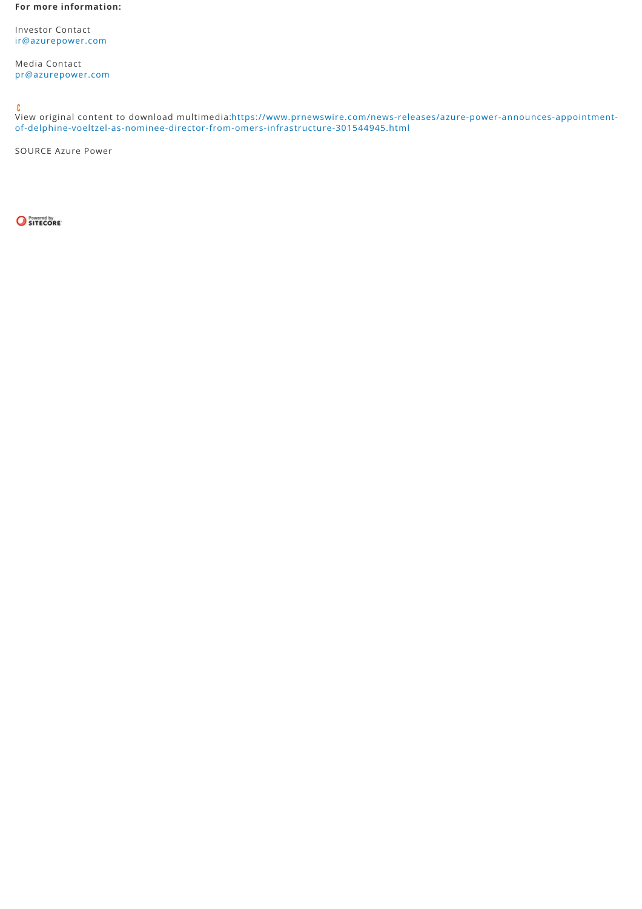**For more information:**

Investor Contact
ir@azurepower.com

Media Contact
pr@azurepower.com

View original content to download multimedia:https://www.prnewswire.com/news-releases/azure-power-announces-appointment-of-delphine-voeltzel-as-nominee-director-from-omers-infrastructure-301544945.html

SOURCE Azure Power